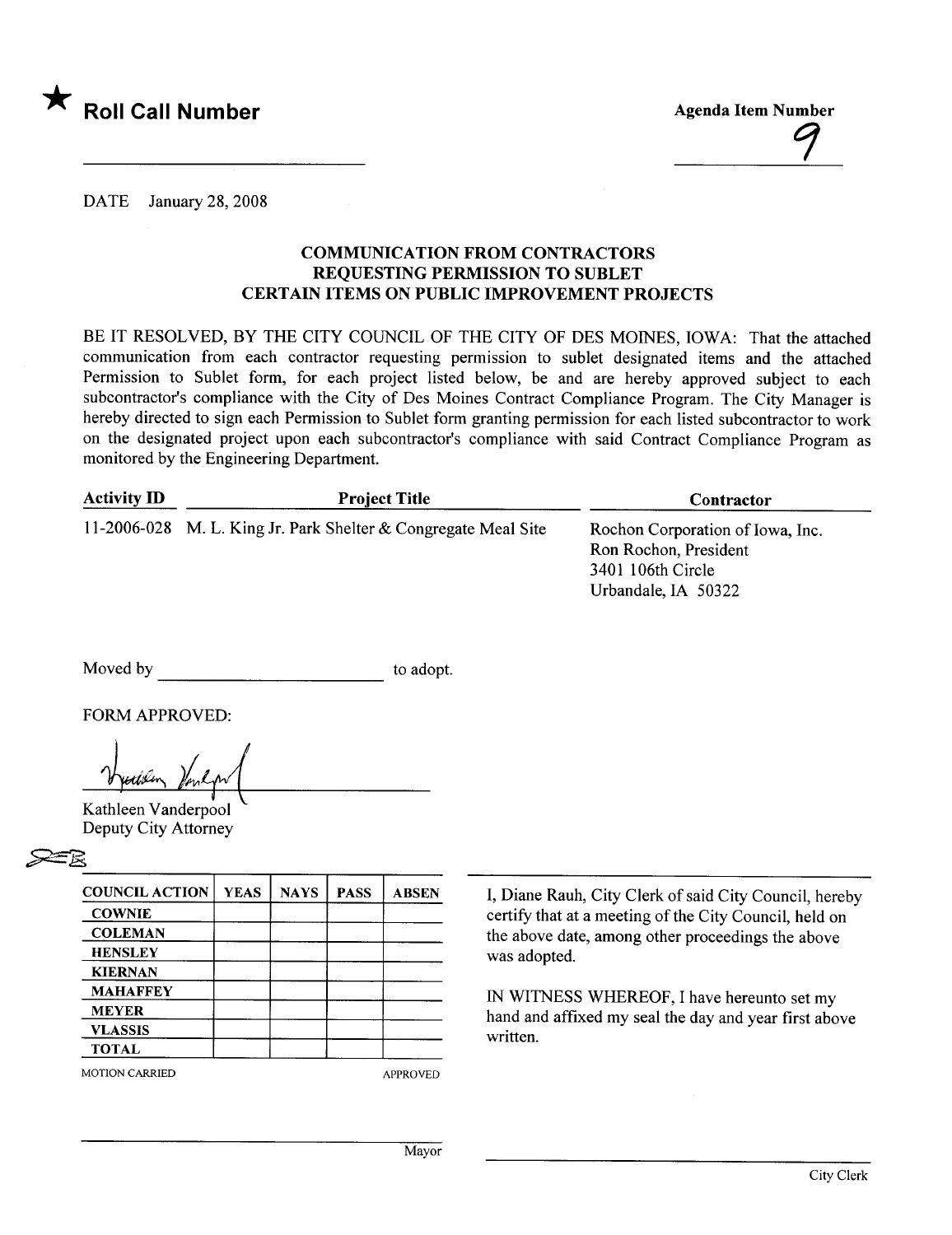★ **Roll Call Number**

**Agenda Item Number**

9

DATE January 28, 2008

### COMMUNICATION FROM CONTRACTORS REQUESTING PERMISSION TO SUBLET CERTAIN ITEMS ON PUBLIC IMPROVEMENT PROJECTS

BE IT RESOLVED, BY THE CITY COUNCIL OF THE CITY OF DES MOINES, IOWA: That the attached communication from each contractor requesting permission to sublet designated items and the attached Permission to Sublet form, for each project listed below, be and are hereby approved subject to each subcontractor's compliance with the City of Des Moines Contract Compliance Program. The City Manager is hereby directed to sign each Permission to Sublet form granting permission for each listed subcontractor to work on the designated project upon each subcontractor's compliance with said Contract Compliance Program as monitored by the Engineering Department.

| Activity ID | Project Title | Contractor |
|---|---|---|
| 11-2006-028 | M. L. King Jr. Park Shelter & Congregate Meal Site | Rochon Corporation of Iowa, Inc.<br>Ron Rochon, President<br>3401 106th Circle<br>Urbandale, IA 50322 |

Moved by ______________________ to adopt.

FORM APPROVED:

Kathleen Vanderpool
Deputy City Attorney

| COUNCIL ACTION | YEAS | NAYS | PASS | ABSEN |
|---|---|---|---|---|
| COWNIE | | | | |
| COLEMAN | | | | |
| HENSLEY | | | | |
| KIERNAN | | | | |
| MAHAFFEY | | | | |
| MEYER | | | | |
| VLASSIS | | | | |
| TOTAL | | | | |

MOTION CARRIED APPROVED

I, Diane Rauh, City Clerk of said City Council, hereby certify that at a meeting of the City Council, held on the above date, among other proceedings the above was adopted.

IN WITNESS WHEREOF, I have hereunto set my hand and affixed my seal the day and year first above written.

______________________
Mayor

______________________
City Clerk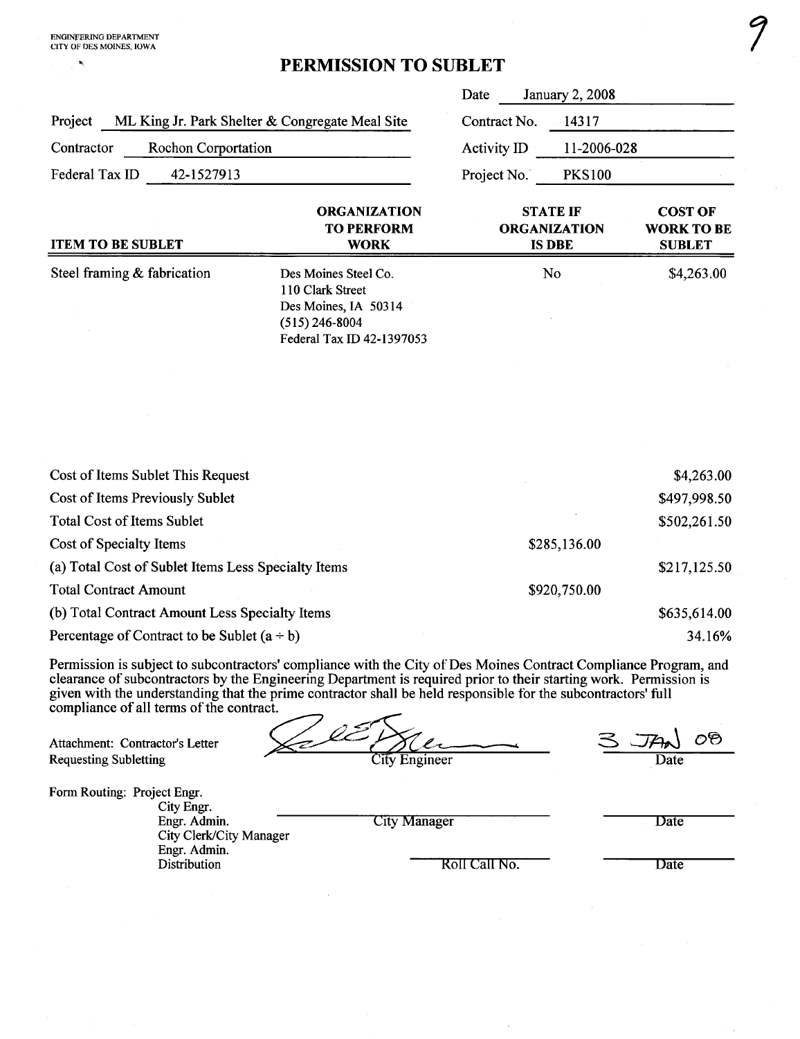ENGINEERING DEPARTMENT
CITY OF DES MOINES, IOWA

9

# PERMISSION TO SUBLET

| | |
|---|---|
| Project: ML King Jr. Park Shelter & Congregate Meal Site | Date: January 2, 2008 |
| Contractor: Rochon Corportation | Contract No.: 14317 |
| Federal Tax ID: 42-1527913 | Activity ID: 11-2006-028 |
| | Project No.: PKS100 |

| ITEM TO BE SUBLET | ORGANIZATION TO PERFORM WORK | STATE IF ORGANIZATION IS DBE | COST OF WORK TO BE SUBLET |
|---|---|---|---|
| Steel framing & fabrication | Des Moines Steel Co.<br>110 Clark Street<br>Des Moines, IA 50314<br>(515) 246-8004<br>Federal Tax ID 42-1397053 | No | $4,263.00 |

| | | |
|---|---|---|
| Cost of Items Sublet This Request | | $4,263.00 |
| Cost of Items Previously Sublet | | $497,998.50 |
| Total Cost of Items Sublet | | $502,261.50 |
| Cost of Specialty Items | $285,136.00 | |
| (a) Total Cost of Sublet Items Less Specialty Items | | $217,125.50 |
| Total Contract Amount | $920,750.00 | |
| (b) Total Contract Amount Less Specialty Items | | $635,614.00 |
| Percentage of Contract to be Sublet (a ÷ b) | | 34.16% |

Permission is subject to subcontractors' compliance with the City of Des Moines Contract Compliance Program, and clearance of subcontractors by the Engineering Department is required prior to their starting work. Permission is given with the understanding that the prime contractor shall be held responsible for the subcontractors' full compliance of all terms of the contract.

Attachment: Contractor's Letter Requesting Subletting

City Engineer ____________ Date: 3 JAN 08

Form Routing: Project Engr.
City Engr.
Engr. Admin.
City Clerk/City Manager
Engr. Admin.
Distribution

City Manager ____________ Date ____________

Roll Call No. ____________ Date ____________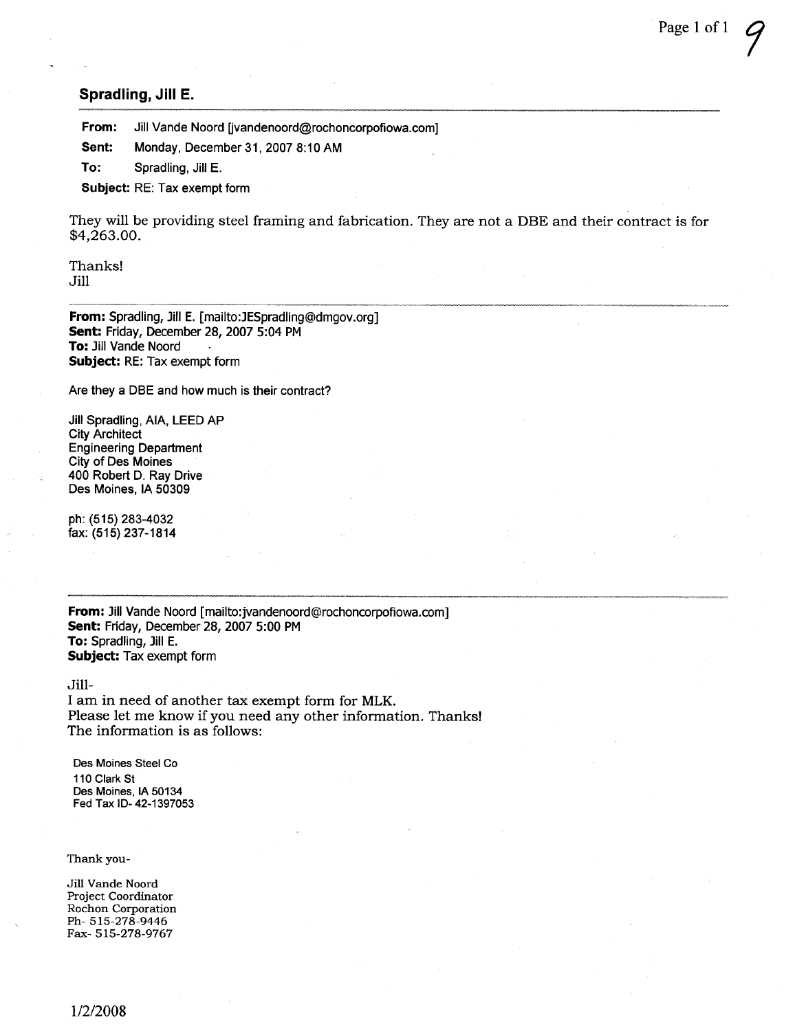## Spradling, Jill E.

**From:** Jill Vande Noord [jvandenoord@rochoncorpofiowa.com]

**Sent:** Monday, December 31, 2007 8:10 AM

**To:** Spradling, Jill E.

**Subject:** RE: Tax exempt form

They will be providing steel framing and fabrication. They are not a DBE and their contract is for $4,263.00.

Thanks!
Jill

---

**From:** Spradling, Jill E. [mailto:JESpradling@dmgov.org]
**Sent:** Friday, December 28, 2007 5:04 PM
**To:** Jill Vande Noord
**Subject:** RE: Tax exempt form

Are they a DBE and how much is their contract?

Jill Spradling, AIA, LEED AP
City Architect
Engineering Department
City of Des Moines
400 Robert D. Ray Drive
Des Moines, IA 50309

ph: (515) 283-4032
fax: (515) 237-1814

---

**From:** Jill Vande Noord [mailto:jvandenoord@rochoncorpofiowa.com]
**Sent:** Friday, December 28, 2007 5:00 PM
**To:** Spradling, Jill E.
**Subject:** Tax exempt form

Jill-
I am in need of another tax exempt form for MLK.
Please let me know if you need any other information. Thanks!
The information is as follows:

Des Moines Steel Co
110 Clark St
Des Moines, IA 50134
Fed Tax ID- 42-1397053

Thank you-

Jill Vande Noord
Project Coordinator
Rochon Corporation
Ph- 515-278-9446
Fax- 515-278-9767

1/2/2008